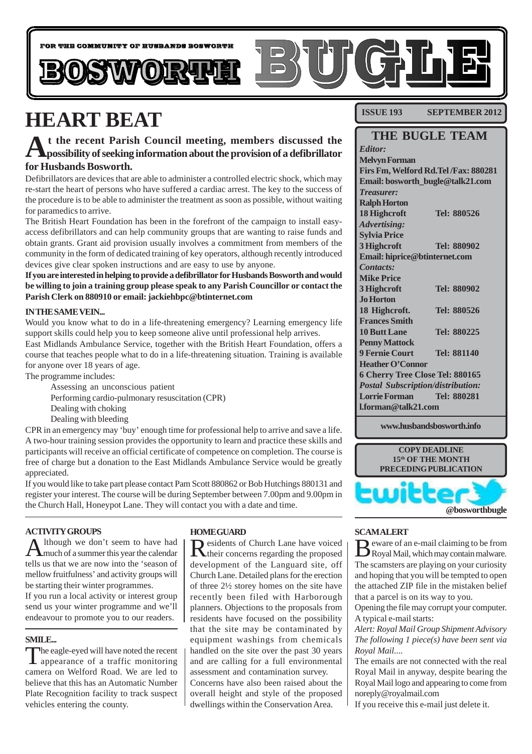FOR THE COMMUNITY OF HUSBANDS BOSWORTH

# BOSWORTH BUGLE

**ISSUE 193 SEPTEMBER 2012**

# HEART BEAT

**At the recent Parish Council meeting, members discussed the possibility of seeking information about the provision of a defibrillator for Husbands Bosworth.**

Defibrillators are devices that are able to administer a controlled electric shock, which may re-start the heart of persons who have suffered a cardiac arrest. The key to the success of the procedure is to be able to administer the treatment as soon as possible, without waiting for paramedics to arrive.

The British Heart Foundation has been in the forefront of the campaign to install easy-access defibrillators and can help community groups that are wanting to raise funds and obtain grants. Grant aid provision usually involves a commitment from members of the community in the form of dedicated training of key operators, although recently introduced devices give clear spoken instructions and are easy to use by anyone.

**If you are interested in helping to provide a defibrillator for Husbands Bosworth and would be willing to join a training group please speak to any Parish Councillor or contact the Parish Clerk on 880910 or email: jackiehbpc@btinternet.com**

### IN THE SAME VEIN...

Would you know what to do in a life-threatening emergency? Learning emergency life support skills could help you to keep someone alive until professional help arrives.

East Midlands Ambulance Service, together with the British Heart Foundation, offers a course that teaches people what to do in a life-threatening situation. Training is available for anyone over 18 years of age.

The programme includes:

- Assessing an unconscious patient
- Performing cardio-pulmonary resuscitation (CPR)
- Dealing with choking
- Dealing with bleeding

CPR in an emergency may 'buy' enough time for professional help to arrive and save a life. A two-hour training session provides the opportunity to learn and practice these skills and participants will receive an official certificate of competence on completion. The course is free of charge but a donation to the East Midlands Ambulance Service would be greatly appreciated.

If you would like to take part please contact Pam Scott 880862 or Bob Hutchings 880131 and register your interest. The course will be during September between 7.00pm and 9.00pm in the Church Hall, Honeypot Lane. They will contact you with a date and time.

## THE BUGLE TEAM

*Editor:*
**Melvyn Forman**
**Firs Fm, Welford Rd.Tel /Fax: 880281**
**Email: bosworth_bugle@talk21.com**

*Treasurer:*
**Ralph Horton**
**18 Highcroft Tel: 880526**

*Advertising:*
**Sylvia Price**
**3 Highcroft Tel: 880902**
**Email: hiprice@btinternet.com**

*Contacts:*
**Mike Price**
**3 Highcroft Tel: 880902**
**Jo Horton**
**18 Highcroft. Tel: 880526**
**Frances Smith**
**10 Butt Lane Tel: 880225**
**Penny Mattock**
**9 Fernie Court Tel: 881140**
**Heather O'Connor**
**6 Cherry Tree Close Tel: 880165**

*Postal Subscription/distribution:*
**Lorrie Forman Tel: 880281**
**l.forman@talk21.com**

**www.husbandsbosworth.info**

**COPY DEADLINE**
**15th OF THE MONTH PRECEDING PUBLICATION**

twitter **@bosworthbugle**

### ACTIVITY GROUPS

Although we don't seem to have had much of a summer this year the calendar tells us that we are now into the 'season of mellow fruitfulness' and activity groups will be starting their winter programmes.

If you run a local activity or interest group send us your winter programme and we'll endeavour to promote you to our readers.

### SMILE...

The eagle-eyed will have noted the recent appearance of a traffic monitoring camera on Welford Road. We are led to believe that this has an Automatic Number Plate Recognition facility to track suspect vehicles entering the county.

### HOME GUARD

Residents of Church Lane have voiced their concerns regarding the proposed development of the Languard site, off Church Lane. Detailed plans for the erection of three 2½ storey homes on the site have recently been filed with Harborough planners. Objections to the proposals from residents have focused on the possibility that the site may be contaminated by equipment washings from chemicals handled on the site over the past 30 years and are calling for a full environmental assessment and contamination survey.

Concerns have also been raised about the overall height and style of the proposed dwellings within the Conservation Area.

### SCAM ALERT

Beware of an e-mail claiming to be from Royal Mail, which may contain malware. The scamsters are playing on your curiosity and hoping that you will be tempted to open the attached ZIP file in the mistaken belief that a parcel is on its way to you.

Opening the file may corrupt your computer. A typical e-mail starts:

*Alert: Royal Mail Group Shipment Advisory The following 1 piece(s) have been sent via Royal Mail....*

The emails are not connected with the real Royal Mail in anyway, despite bearing the Royal Mail logo and appearing to come from noreply@royalmail.com

If you receive this e-mail just delete it.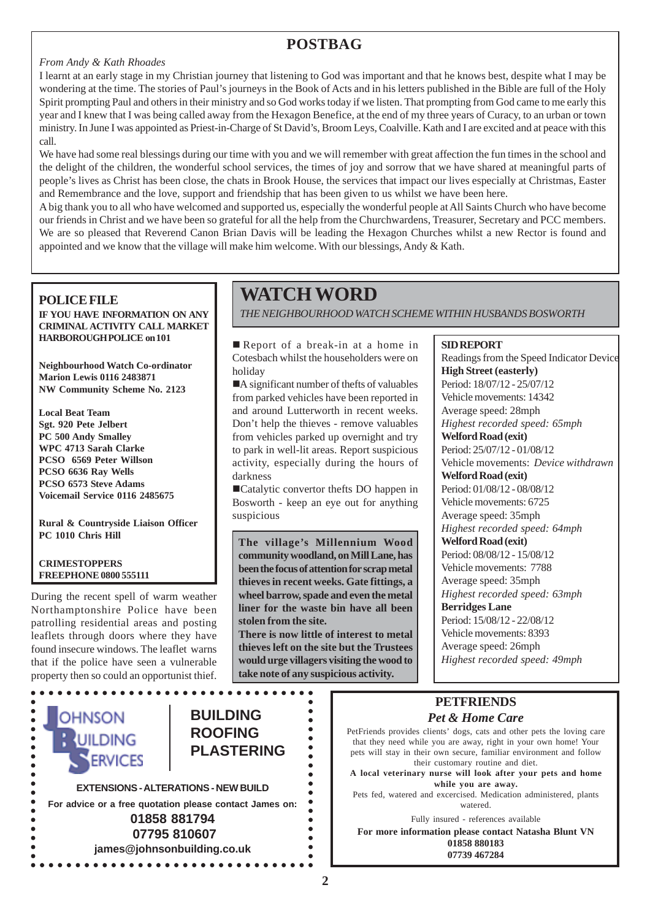## POSTBAG

*From Andy & Kath Rhoades*

I learnt at an early stage in my Christian journey that listening to God was important and that he knows best, despite what I may be wondering at the time. The stories of Paul's journeys in the Book of Acts and in his letters published in the Bible are full of the Holy Spirit prompting Paul and others in their ministry and so God works today if we listen. That prompting from God came to me early this year and I knew that I was being called away from the Hexagon Benefice, at the end of my three years of Curacy, to an urban or town ministry. In June I was appointed as Priest-in-Charge of St David's, Broom Leys, Coalville. Kath and I are excited and at peace with this call.

We have had some real blessings during our time with you and we will remember with great affection the fun times in the school and the delight of the children, the wonderful school services, the times of joy and sorrow that we have shared at meaningful parts of people's lives as Christ has been close, the chats in Brook House, the services that impact our lives especially at Christmas, Easter and Remembrance and the love, support and friendship that has been given to us whilst we have been here.

A big thank you to all who have welcomed and supported us, especially the wonderful people at All Saints Church who have become our friends in Christ and we have been so grateful for all the help from the Churchwardens, Treasurer, Secretary and PCC members. We are so pleased that Reverend Canon Brian Davis will be leading the Hexagon Churches whilst a new Rector is found and appointed and we know that the village will make him welcome. With our blessings, Andy & Kath.

## POLICE FILE

**IF YOU HAVE INFORMATION ON ANY CRIMINAL ACTIVITY CALL MARKET HARBOROUGH POLICE on 101**

**Neighbourhood Watch Co-ordinator**
**Marion Lewis 0116 2483871**
**NW Community Scheme No. 2123**

**Local Beat Team**
**Sgt. 920 Pete Jelbert**
**PC 500 Andy Smalley**
**WPC 4713 Sarah Clarke**
**PCSO 6569 Peter Willson**
**PCSO 6636 Ray Wells**
**PCSO 6573 Steve Adams**
**Voicemail Service 0116 2485675**

**Rural & Countryside Liaison Officer**
**PC 1010 Chris Hill**

**CRIMESTOPPERS**
**FREEPHONE 0800 555111**

During the recent spell of warm weather Northamptonshire Police have been patrolling residential areas and posting leaflets through doors where they have found insecure windows. The leaflet warns that if the police have seen a vulnerable property then so could an opportunist thief.

## WATCH WORD

*THE NEIGHBOURHOOD WATCH SCHEME WITHIN HUSBANDS BOSWORTH*

■ Report of a break-in at a home in Cotesbach whilst the householders were on holiday

■ A significant number of thefts of valuables from parked vehicles have been reported in and around Lutterworth in recent weeks. Don't help the thieves - remove valuables from vehicles parked up overnight and try to park in well-lit areas. Report suspicious activity, especially during the hours of darkness

■ Catalytic convertor thefts DO happen in Bosworth - keep an eye out for anything suspicious

**The village's Millennium Wood community woodland, on Mill Lane, has been the focus of attention for scrap metal thieves in recent weeks. Gate fittings, a wheel barrow, spade and even the metal liner for the waste bin have all been stolen from the site.**

**There is now little of interest to metal thieves left on the site but the Trustees would urge villagers visiting the wood to take note of any suspicious activity.**

### SID REPORT

Readings from the Speed Indicator Device

**High Street (easterly)**
Period: 18/07/12 - 25/07/12
Vehicle movements: 14342
Average speed: 28mph
*Highest recorded speed: 65mph*

**Welford Road (exit)**
Period: 25/07/12 - 01/08/12
Vehicle movements: *Device withdrawn*

**Welford Road (exit)**
Period: 01/08/12 - 08/08/12
Vehicle movements: 6725
Average speed: 35mph
*Highest recorded speed: 64mph*

**Welford Road (exit)**
Period: 08/08/12 - 15/08/12
Vehicle movements: 7788
Average speed: 35mph
*Highest recorded speed: 63mph*

**Berridges Lane**
Period: 15/08/12 - 22/08/12
Vehicle movements: 8393
Average speed: 26mph
*Highest recorded speed: 49mph*

---

**JOHNSON BUILDING SERVICES**

**BUILDING**
**ROOFING**
**PLASTERING**

**EXTENSIONS - ALTERATIONS - NEW BUILD**

**For advice or a free quotation please contact James on:**
**01858 881794**
**07795 810607**
**james@johnsonbuilding.co.uk**

---

### PETFRIENDS

*Pet & Home Care*

PetFriends provides clients' dogs, cats and other pets the loving care that they need while you are away, right in your own home! Your pets will stay in their own secure, familiar environment and follow their customary routine and diet.

**A local veterinary nurse will look after your pets and home while you are away.**

Pets fed, watered and excercised. Medication administered, plants watered.

Fully insured - references available

**For more information please contact Natasha Blunt VN**
**01858 880183**
**07739 467284**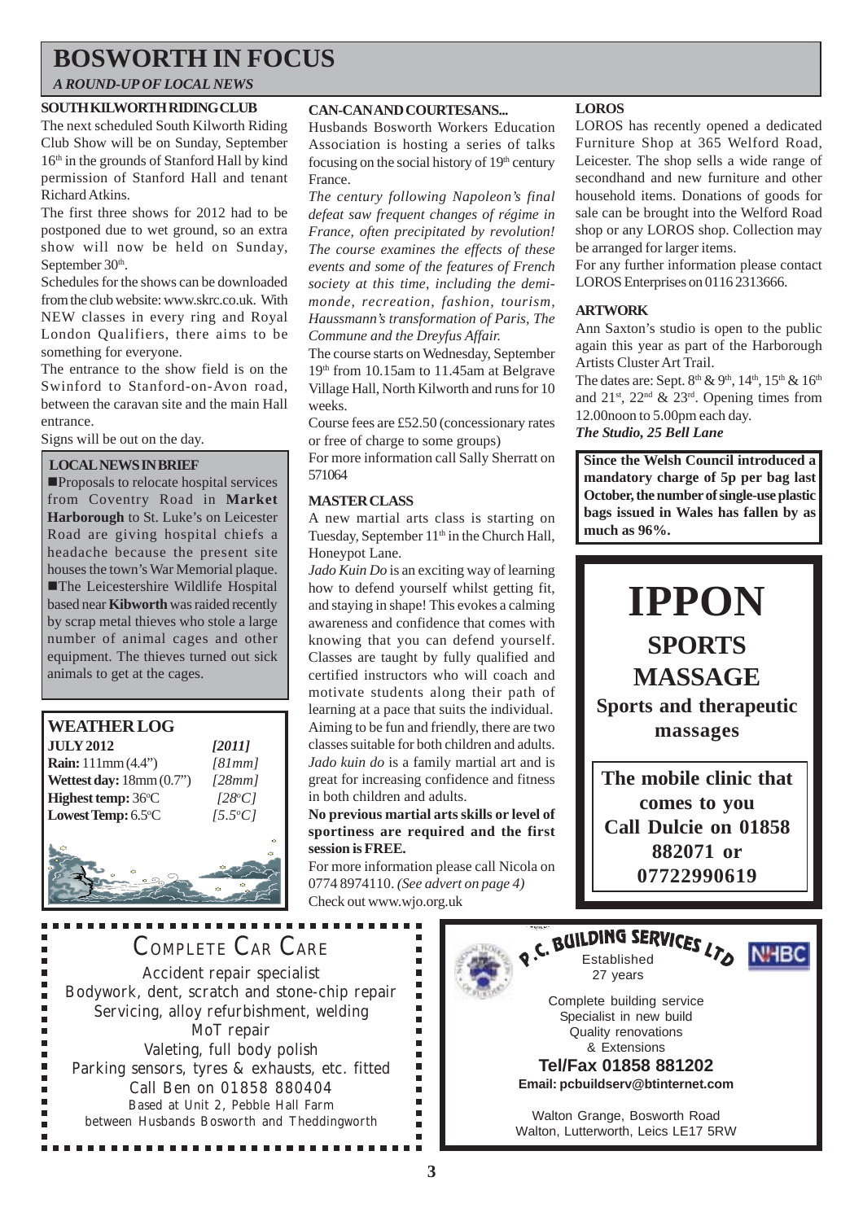# BOSWORTH IN FOCUS

*A ROUND-UP OF LOCAL NEWS*

### SOUTH KILWORTH RIDING CLUB

The next scheduled South Kilworth Riding Club Show will be on Sunday, September 16th in the grounds of Stanford Hall by kind permission of Stanford Hall and tenant Richard Atkins.

The first three shows for 2012 had to be postponed due to wet ground, so an extra show will now be held on Sunday, September 30th.

Schedules for the shows can be downloaded from the club website: www.skrc.co.uk. With NEW classes in every ring and Royal London Qualifiers, there aims to be something for everyone.

The entrance to the show field is on the Swinford to Stanford-on-Avon road, between the caravan site and the main Hall entrance.

Signs will be out on the day.

### LOCAL NEWS IN BRIEF

- Proposals to relocate hospital services from Coventry Road in **Market Harborough** to St. Luke's on Leicester Road are giving hospital chiefs a headache because the present site houses the town's War Memorial plaque.
- The Leicestershire Wildlife Hospital based near **Kibworth** was raided recently by scrap metal thieves who stole a large number of animal cages and other equipment. The thieves turned out sick animals to get at the cages.

### WEATHER LOG

| JULY 2012 | *[2011]* |
|---|---|
| **Rain:** 111mm (4.4") | *[81mm]* |
| **Wettest day:** 18mm (0.7") | *[28mm]* |
| **Highest temp:** 36°C | *[28°C]* |
| **Lowest Temp:** 6.5°C | *[5.5°C]* |

### CAN-CAN AND COURTESANS...

Husbands Bosworth Workers Education Association is hosting a series of talks focusing on the social history of 19th century France.

*The century following Napoleon's final defeat saw frequent changes of régime in France, often precipitated by revolution! The course examines the effects of these events and some of the features of French society at this time, including the demi-monde, recreation, fashion, tourism, Haussmann's transformation of Paris, The Commune and the Dreyfus Affair.*

The course starts on Wednesday, September 19th from 10.15am to 11.45am at Belgrave Village Hall, North Kilworth and runs for 10 weeks.

Course fees are £52.50 (concessionary rates or free of charge to some groups)

For more information call Sally Sherratt on 571064

### MASTER CLASS

A new martial arts class is starting on Tuesday, September 11th in the Church Hall, Honeypot Lane.

*Jado Kuin Do* is an exciting way of learning how to defend yourself whilst getting fit, and staying in shape! This evokes a calming awareness and confidence that comes with knowing that you can defend yourself. Classes are taught by fully qualified and certified instructors who will coach and motivate students along their path of learning at a pace that suits the individual. Aiming to be fun and friendly, there are two classes suitable for both children and adults. *Jado kuin do* is a family martial art and is great for increasing confidence and fitness in both children and adults.

**No previous martial arts skills or level of sportiness are required and the first session is FREE.**

For more information please call Nicola on 0774 8974110. *(See advert on page 4)*

Check out www.wjo.org.uk

### LOROS

LOROS has recently opened a dedicated Furniture Shop at 365 Welford Road, Leicester. The shop sells a wide range of secondhand and new furniture and other household items. Donations of goods for sale can be brought into the Welford Road shop or any LOROS shop. Collection may be arranged for larger items.

For any further information please contact LOROS Enterprises on 0116 2313666.

### ARTWORK

Ann Saxton's studio is open to the public again this year as part of the Harborough Artists Cluster Art Trail.

The dates are: Sept. 8th & 9th, 14th, 15th & 16th and 21st, 22nd & 23rd. Opening times from 12.00noon to 5.00pm each day.

***The Studio, 25 Bell Lane***

**Since the Welsh Council introduced a mandatory charge of 5p per bag last October, the number of single-use plastic bags issued in Wales has fallen by as much as 96%.**

---

**IPPON**

**SPORTS MASSAGE**

**Sports and therapeutic massages**

**The mobile clinic that comes to you**
**Call Dulcie on 01858 882071 or 07722990619**

---

COMPLETE CAR CARE

Accident repair specialist
Bodywork, dent, scratch and stone-chip repair
Servicing, alloy refurbishment, welding
MoT repair
Valeting, full body polish
Parking sensors, tyres & exhausts, etc. fitted
Call Ben on 01858 880404
Based at Unit 2, Pebble Hall Farm
between Husbands Bosworth and Theddingworth

---

**P.C. BUILDING SERVICES LTD**

Established 27 years

NHBC

Complete building service
Specialist in new build
Quality renovations
& Extensions

**Tel/Fax 01858 881202**
**Email: pcbuildserv@btinternet.com**

Walton Grange, Bosworth Road
Walton, Lutterworth, Leics LE17 5RW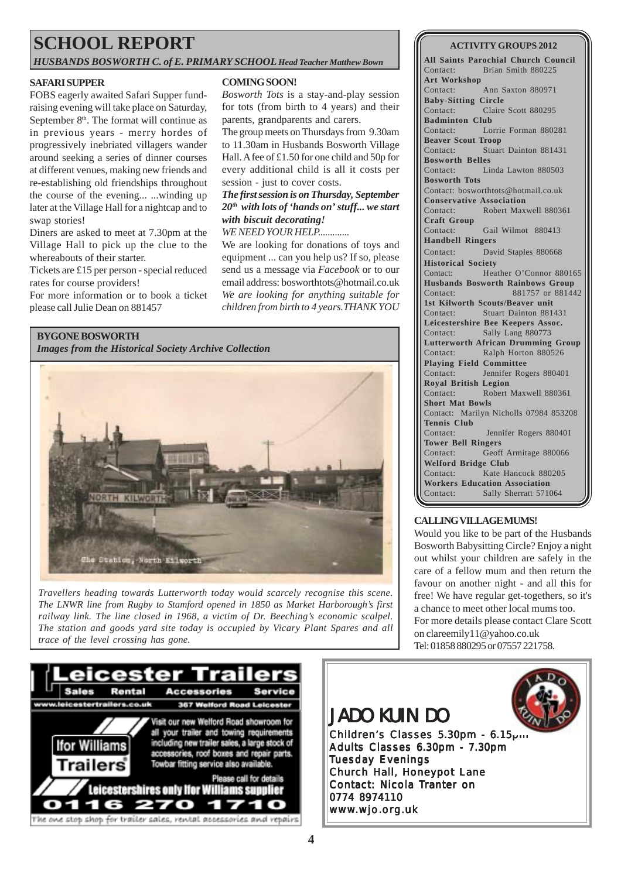# SCHOOL REPORT

*HUSBANDS BOSWORTH C. of E. PRIMARY SCHOOL Head Teacher Matthew Bown*

## SAFARI SUPPER

FOBS eagerly awaited Safari Supper fund-raising evening will take place on Saturday, September 8th. The format will continue as in previous years - merry hordes of progressively inebriated villagers wander around seeking a series of dinner courses at different venues, making new friends and re-establishing old friendships throughout the course of the evening... ...winding up later at the Village Hall for a nightcap and to swap stories!

Diners are asked to meet at 7.30pm at the Village Hall to pick up the clue to the whereabouts of their starter.

Tickets are £15 per person - special reduced rates for course providers!

For more information or to book a ticket please call Julie Dean on 881457

## COMING SOON!

*Bosworth Tots* is a stay-and-play session for tots (from birth to 4 years) and their parents, grandparents and carers.

The group meets on Thursdays from 9.30am to 11.30am in Husbands Bosworth Village Hall. A fee of £1.50 for one child and 50p for every additional child is all it costs per session - just to cover costs.

***The first session is on Thursday, September 20th with lots of 'hands on' stuff... we start with biscuit decorating!***

*WE NEED YOUR HELP............*

We are looking for donations of toys and equipment ... can you help us? If so, please send us a message via *Facebook* or to our email address: bosworthtots@hotmail.co.uk *We are looking for anything suitable for children from birth to 4 years.THANK YOU*

## BYGONE BOSWORTH

*Images from the Historical Society Archive Collection*

*Travellers heading towards Lutterworth today would scarcely recognise this scene. The LNWR line from Rugby to Stamford opened in 1850 as Market Harborough's first railway link. The line closed in 1968, a victim of Dr. Beeching's economic scalpel. The station and goods yard site today is occupied by Vicary Plant Spares and all trace of the level crossing has gone.*

## ACTIVITY GROUPS 2012

**All Saints Parochial Church Council**
Contact: Brian Smith 880225

**Art Workshop**
Contact: Ann Saxton 880971

**Baby-Sitting Circle**
Contact: Claire Scott 880295

**Badminton Club**
Contact: Lorrie Forman 880281

**Beaver Scout Troop**
Contact: Stuart Dainton 881431

**Bosworth Belles**
Contact: Linda Lawton 880503

**Bosworth Tots**
Contact: bosworthtots@hotmail.co.uk

**Conservative Association**
Contact: Robert Maxwell 880361

**Craft Group**
Contact: Gail Wilmot 880413

**Handbell Ringers**
Contact: David Staples 880668

**Historical Society**
Contact: Heather O'Connor 880165

**Husbands Bosworth Rainbows Group**
Contact: 881757 or 881442

**1st Kilworth Scouts/Beaver unit**
Contact: Stuart Dainton 881431

**Leicestershire Bee Keepers Assoc.**
Contact: Sally Lang 880773

**Lutterworth African Drumming Group**
Contact: Ralph Horton 880526

**Playing Field Committee**
Contact: Jennifer Rogers 880401

**Royal British Legion**
Contact: Robert Maxwell 880361

**Short Mat Bowls**
Contact: Marilyn Nicholls 07984 853208

**Tennis Club**
Contact: Jennifer Rogers 880401

**Tower Bell Ringers**
Contact: Geoff Armitage 880066

**Welford Bridge Club**
Contact: Kate Hancock 880205

**Workers Education Association**
Contact: Sally Sherratt 571064

## CALLING VILLAGE MUMS!

Would you like to be part of the Husbands Bosworth Babysitting Circle? Enjoy a night out whilst your children are safely in the care of a fellow mum and then return the favour on another night - and all this for free! We have regular get-togethers, so it's a chance to meet other local mums too.

For more details please contact Clare Scott on clareemily11@yahoo.co.uk

Tel: 01858 880295 or 07557 221758.

**Leicester Trailers**
Sales Rental Accessories Service
www.leicestertrailers.co.uk 367 Welford Road Leicester

Ifor Williams Trailers

Visit our new Welford Road showroom for all your trailer and towing requirements including new trailer sales, a large stock of accessories, roof boxes and repair parts. Towbar fitting service also available.

Please call for details

Leicestershires only Ifor Williams supplier

0116 270 1710

The one stop shop for trailer sales, rental accessories and repairs

**JADO KUIN DO**

Children's Classes 5.30pm - 6.15pm
Adults Classes 6.30pm - 7.30pm
Tuesday Evenings
Church Hall, Honeypot Lane
Contact: Nicola Tranter on
0774 8974110
www.wjo.org.uk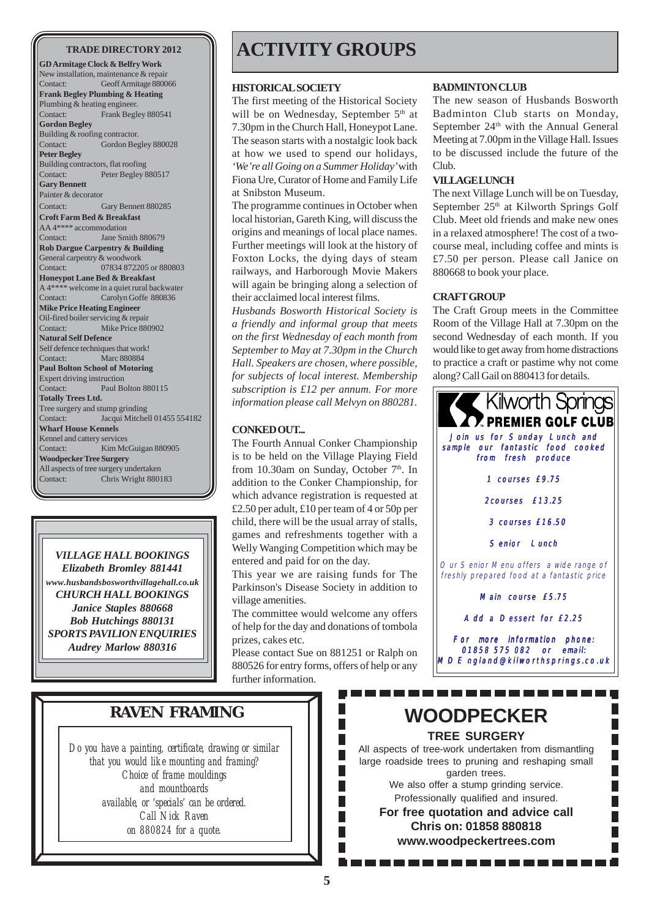## TRADE DIRECTORY 2012

**GD Armitage Clock & Belfry Work**
New installation, maintenance & repair
Contact: Geoff Armitage 880066

**Frank Begley Plumbing & Heating**
Plumbing & heating engineer.
Contact: Frank Begley 880541

**Gordon Begley**
Building & roofing contractor.
Contact: Gordon Begley 880028

**Peter Begley**
Building contractors, flat roofing
Contact: Peter Begley 880517

**Gary Bennett**
Painter & decorator
Contact: Gary Bennett 880285

**Croft Farm Bed & Breakfast**
AA 4**** accommodation
Contact: Jane Smith 880679

**Rob Dargue Carpentry & Building**
General carpentry & woodwork
Contact: 07834 872205 or 880803

**Honeypot Lane Bed & Breakfast**
A 4**** welcome in a quiet rural backwater
Contact: Carolyn Goffe 880836

**Mike Price Heating Engineer**
Oil-fired boiler servicing & repair
Contact: Mike Price 880902

**Natural Self Defence**
Self defence techniques that work!
Contact: Marc 880884

**Paul Bolton School of Motoring**
Expert driving instruction
Contact: Paul Bolton 880115

**Totally Trees Ltd.**
Tree surgery and stump grinding
Contact: Jacqui Mitchell 01455 554182

**Wharf House Kennels**
Kennel and cattery services
Contact: Kim McGuigan 880905

**Woodpecker Tree Surgery**
All aspects of tree surgery undertaken
Contact: Chris Wright 880183

***VILLAGE HALL BOOKINGS***
***Elizabeth Bromley 881441***
***www.husbandsbosworthvillagehall.co.uk***
***CHURCH HALL BOOKINGS***
***Janice Staples 880668***
***Bob Hutchings 880131***
***SPORTS PAVILION ENQUIRIES***
***Audrey Marlow 880316***

# ACTIVITY GROUPS

### HISTORICAL SOCIETY

The first meeting of the Historical Society will be on Wednesday, September 5th at 7.30pm in the Church Hall, Honeypot Lane. The season starts with a nostalgic look back at how we used to spend our holidays, *'We're all Going on a Summer Holiday'* with Fiona Ure, Curator of Home and Family Life at Snibston Museum.

The programme continues in October when local historian, Gareth King, will discuss the origins and meanings of local place names. Further meetings will look at the history of Foxton Locks, the dying days of steam railways, and Harborough Movie Makers will again be bringing along a selection of their acclaimed local interest films.

*Husbands Bosworth Historical Society is a friendly and informal group that meets on the first Wednesday of each month from September to May at 7.30pm in the Church Hall. Speakers are chosen, where possible, for subjects of local interest. Membership subscription is £12 per annum. For more information please call Melvyn on 880281.*

### CONKED OUT...

The Fourth Annual Conker Championship is to be held on the Village Playing Field from 10.30am on Sunday, October 7th. In addition to the Conker Championship, for which advance registration is requested at £2.50 per adult, £10 per team of 4 or 50p per child, there will be the usual array of stalls, games and refreshments together with a Welly Wanging Competition which may be entered and paid for on the day.

This year we are raising funds for The Parkinson's Disease Society in addition to village amenities.

The committee would welcome any offers of help for the day and donations of tombola prizes, cakes etc.

Please contact Sue on 881251 or Ralph on 880526 for entry forms, offers of help or any further information.

### BADMINTON CLUB

The new season of Husbands Bosworth Badminton Club starts on Monday, September 24th with the Annual General Meeting at 7.00pm in the Village Hall. Issues to be discussed include the future of the Club.

### VILLAGE LUNCH

The next Village Lunch will be on Tuesday, September 25th at Kilworth Springs Golf Club. Meet old friends and make new ones in a relaxed atmosphere! The cost of a two-course meal, including coffee and mints is £7.50 per person. Please call Janice on 880668 to book your place.

### CRAFT GROUP

The Craft Group meets in the Committee Room of the Village Hall at 7.30pm on the second Wednesday of each month. If you would like to get away from home distractions to practice a craft or pastime why not come along? Call Gail on 880413 for details.

**Kilworth Springs PREMIER GOLF CLUB**

Join us for Sunday Lunch and sample our fantastic food cooked from fresh produce

1 courses £9.75

2courses £13.25

3 courses £16.50

Senior Lunch

Our Senior Menu offers a wide range of freshly prepared food at a fantastic price

Main course £5.75

Add a Dessert for £2.25

For more information phone: 01858 575 082 or email: MDEngland@kilworthsprings.co.uk

## RAVEN FRAMING

*Do you have a painting, certificate, drawing or similar that you would like mounting and framing? Choice of frame mouldings and mountboards available, or 'specials' can be ordered. Call Nick Raven on 880824 for a quote.*

## WOODPECKER

**TREE SURGERY**

All aspects of tree-work undertaken from dismantling large roadside trees to pruning and reshaping small garden trees.
We also offer a stump grinding service.
Professionally qualified and insured.

**For free quotation and advice call Chris on: 01858 880818**
**www.woodpeckertrees.com**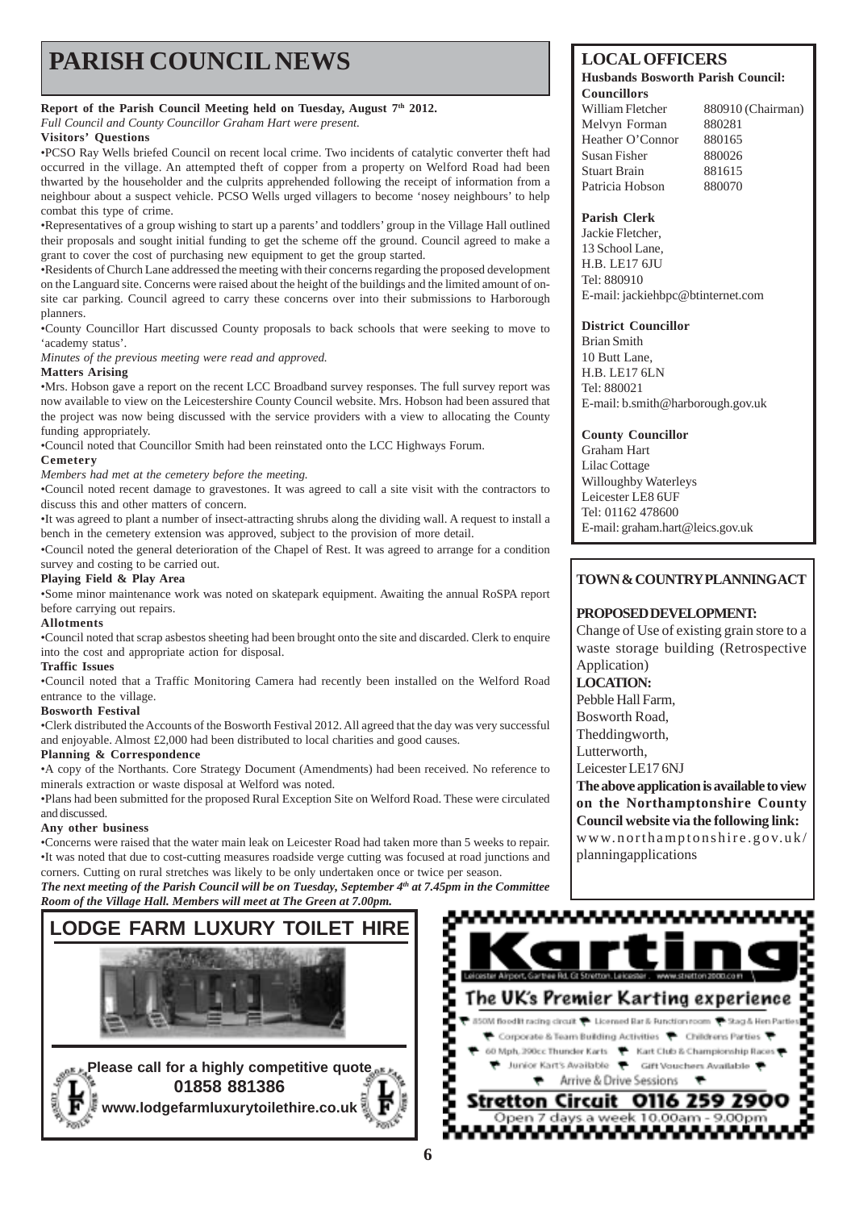# PARISH COUNCIL NEWS

**Report of the Parish Council Meeting held on Tuesday, August 7th 2012.**

*Full Council and County Councillor Graham Hart were present.*

**Visitors' Questions**

•PCSO Ray Wells briefed Council on recent local crime. Two incidents of catalytic converter theft had occurred in the village. An attempted theft of copper from a property on Welford Road had been thwarted by the householder and the culprits apprehended following the receipt of information from a neighbour about a suspect vehicle. PCSO Wells urged villagers to become 'nosey neighbours' to help combat this type of crime.

•Representatives of a group wishing to start up a parents' and toddlers' group in the Village Hall outlined their proposals and sought initial funding to get the scheme off the ground. Council agreed to make a grant to cover the cost of purchasing new equipment to get the group started.

•Residents of Church Lane addressed the meeting with their concerns regarding the proposed development on the Languard site. Concerns were raised about the height of the buildings and the limited amount of on-site car parking. Council agreed to carry these concerns over into their submissions to Harborough planners.

•County Councillor Hart discussed County proposals to back schools that were seeking to move to 'academy status'.

*Minutes of the previous meeting were read and approved.*

**Matters Arising**

•Mrs. Hobson gave a report on the recent LCC Broadband survey responses. The full survey report was now available to view on the Leicestershire County Council website. Mrs. Hobson had been assured that the project was now being discussed with the service providers with a view to allocating the County funding appropriately.

•Council noted that Councillor Smith had been reinstated onto the LCC Highways Forum.

**Cemetery**

*Members had met at the cemetery before the meeting.*

•Council noted recent damage to gravestones. It was agreed to call a site visit with the contractors to discuss this and other matters of concern.

•It was agreed to plant a number of insect-attracting shrubs along the dividing wall. A request to install a bench in the cemetery extension was approved, subject to the provision of more detail.

•Council noted the general deterioration of the Chapel of Rest. It was agreed to arrange for a condition survey and costing to be carried out.

**Playing Field & Play Area**

•Some minor maintenance work was noted on skatepark equipment. Awaiting the annual RoSPA report before carrying out repairs.

**Allotments**

•Council noted that scrap asbestos sheeting had been brought onto the site and discarded. Clerk to enquire into the cost and appropriate action for disposal.

**Traffic Issues**

•Council noted that a Traffic Monitoring Camera had recently been installed on the Welford Road entrance to the village.

**Bosworth Festival**

•Clerk distributed the Accounts of the Bosworth Festival 2012. All agreed that the day was very successful and enjoyable. Almost £2,000 had been distributed to local charities and good causes.

**Planning & Correspondence**

•A copy of the Northants. Core Strategy Document (Amendments) had been received. No reference to minerals extraction or waste disposal at Welford was noted.

•Plans had been submitted for the proposed Rural Exception Site on Welford Road. These were circulated and discussed.

**Any other business**

•Concerns were raised that the water main leak on Leicester Road had taken more than 5 weeks to repair.

•It was noted that due to cost-cutting measures roadside verge cutting was focused at road junctions and corners. Cutting on rural stretches was likely to be only undertaken once or twice per season.

***The next meeting of the Parish Council will be on Tuesday, September 4th at 7.45pm in the Committee Room of the Village Hall. Members will meet at The Green at 7.00pm.***

## LOCAL OFFICERS

**Husbands Bosworth Parish Council:**

**Councillors**

| | |
|---|---|
| William Fletcher | 880910 (Chairman) |
| Melvyn Forman | 880281 |
| Heather O'Connor | 880165 |
| Susan Fisher | 880026 |
| Stuart Brain | 881615 |
| Patricia Hobson | 880070 |

**Parish Clerk**

Jackie Fletcher,
13 School Lane,
H.B. LE17 6JU
Tel: 880910
E-mail: jackiehbpc@btinternet.com

**District Councillor**

Brian Smith
10 Butt Lane,
H.B. LE17 6LN
Tel: 880021
E-mail: b.smith@harborough.gov.uk

**County Councillor**

Graham Hart
Lilac Cottage
Willoughby Waterleys
Leicester LE8 6UF
Tel: 01162 478600
E-mail: graham.hart@leics.gov.uk

## TOWN & COUNTRY PLANNING ACT

**PROPOSED DEVELOPMENT:**

Change of Use of existing grain store to a waste storage building (Retrospective Application)

**LOCATION:**

Pebble Hall Farm,
Bosworth Road,
Theddingworth,
Lutterworth,
Leicester LE17 6NJ

**The above application is available to view on the Northamptonshire County Council website via the following link:**

www.northamptonshire.gov.uk/planningapplications

## LODGE FARM LUXURY TOILET HIRE

**Please call for a highly competitive quote**

**01858 881386**

**www.lodgefarmluxurytoilethire.co.uk**

## Karting

Leicester Airport, Gartree Rd, Gt Stretton, Leicester. www.stretton2000.com

**The UK's Premier Karting experience**

850M floodlit racing circuit • Licensed Bar & Function room • Stag & Hen Parties • Corporate & Team Building Activities • Childrens Parties • 60 Mph, 390cc Thunder Karts • Kart Club & Championship Races • Junior Kart's Available • Gift Vouchers Available • Arrive & Drive Sessions

**Stretton Circuit 0116 259 2900**

Open 7 days a week 10.00am - 9.00pm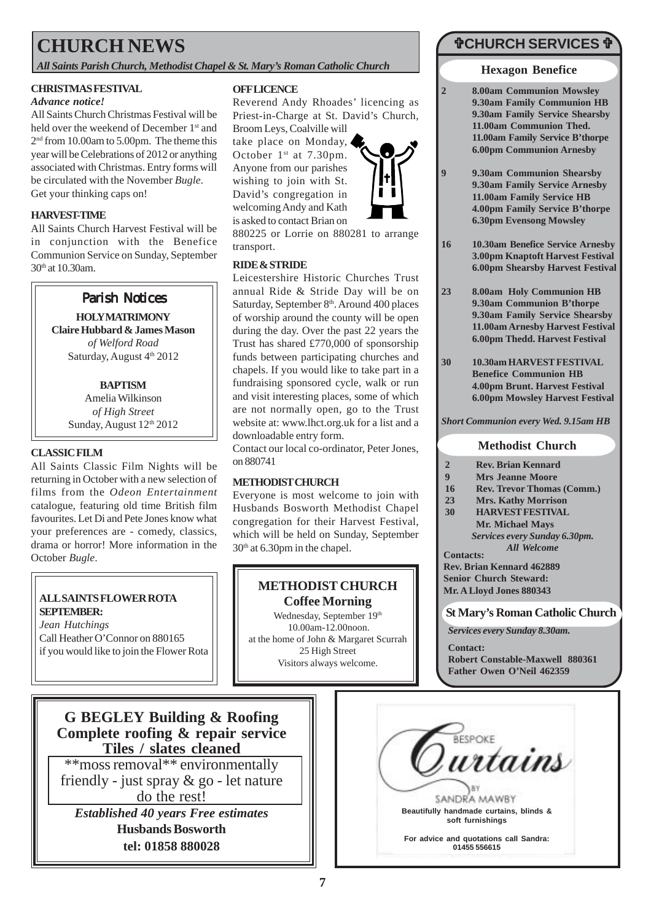# CHURCH NEWS

*All Saints Parish Church, Methodist Chapel & St. Mary's Roman Catholic Church*

### CHRISTMAS FESTIVAL

*Advance notice!*

All Saints Church Christmas Festival will be held over the weekend of December 1st and 2nd from 10.00am to 5.00pm. The theme this year will be Celebrations of 2012 or anything associated with Christmas. Entry forms will be circulated with the November *Bugle*. Get your thinking caps on!

### HARVEST-TIME

All Saints Church Harvest Festival will be in conjunction with the Benefice Communion Service on Sunday, September 30th at 10.30am.

## Parish Notices

**HOLY MATRIMONY**
**Claire Hubbard & James Mason**
*of Welford Road*
Saturday, August 4th 2012

**BAPTISM**
Amelia Wilkinson
*of High Street*
Sunday, August 12th 2012

### CLASSIC FILM

All Saints Classic Film Nights will be returning in October with a new selection of films from the *Odeon Entertainment* catalogue, featuring old time British film favourites. Let Di and Pete Jones know what your preferences are - comedy, classics, drama or horror! More information in the October *Bugle*.

**ALL SAINTS FLOWER ROTA SEPTEMBER:**
*Jean Hutchings*
Call Heather O'Connor on 880165 if you would like to join the Flower Rota

### OFF LICENCE

Reverend Andy Rhoades' licencing as Priest-in-Charge at St. David's Church, Broom Leys, Coalville will take place on Monday, October 1st at 7.30pm. Anyone from our parishes wishing to join with St. David's congregation in welcoming Andy and Kath is asked to contact Brian on 880225 or Lorrie on 880281 to arrange transport.

### RIDE & STRIDE

Leicestershire Historic Churches Trust annual Ride & Stride Day will be on Saturday, September 8th. Around 400 places of worship around the county will be open during the day. Over the past 22 years the Trust has shared £770,000 of sponsorship funds between participating churches and chapels. If you would like to take part in a fundraising sponsored cycle, walk or run and visit interesting places, some of which are not normally open, go to the Trust website at: www.lhct.org.uk for a list and a downloadable entry form.

Contact our local co-ordinator, Peter Jones, on 880741

### METHODIST CHURCH

Everyone is most welcome to join with Husbands Bosworth Methodist Chapel congregation for their Harvest Festival, which will be held on Sunday, September 30th at 6.30pm in the chapel.

**METHODIST CHURCH**
**Coffee Morning**
Wednesday, September 19th
10.00am-12.00noon.
at the home of John & Margaret Scurrah
25 High Street
Visitors always welcome.

## ✞CHURCH SERVICES ✞

### Hexagon Benefice

**2**
- 8.00am Communion Mowsley
- 9.30am Family Communion HB
- 9.30am Family Service Shearsby
- 11.00am Communion Thed.
- 11.00am Family Service B'thorpe
- 6.00pm Communion Arnesby

**9**
- 9.30am Communion Shearsby
- 9.30am Family Service Arnesby
- 11.00am Family Service HB
- 4.00pm Family Service B'thorpe
- 6.30pm Evensong Mowsley

**16**
- 10.30am Benefice Service Arnesby
- 3.00pm Knaptoft Harvest Festival
- 6.00pm Shearsby Harvest Festival

**23**
- 8.00am Holy Communion HB
- 9.30am Communion B'thorpe
- 9.30am Family Service Shearsby
- 11.00am Arnesby Harvest Festival
- 6.00pm Thedd. Harvest Festival

**30**
- 10.30am HARVEST FESTIVAL Benefice Communion HB
- 4.00pm Brunt. Harvest Festival
- 6.00pm Mowsley Harvest Festival

*Short Communion every Wed. 9.15am HB*

### Methodist Church

| | |
|---|---|
| 2 | Rev. Brian Kennard |
| 9 | Mrs Jeanne Moore |
| 16 | Rev. Trevor Thomas (Comm.) |
| 23 | Mrs. Kathy Morrison |
| 30 | HARVEST FESTIVAL Mr. Michael Mays |

*Services every Sunday 6.30pm.*
*All Welcome*

**Contacts:**
**Rev. Brian Kennard 462889**
**Senior Church Steward:**
**Mr. A Lloyd Jones 880343**

### St Mary's Roman Catholic Church

*Services every Sunday 8.30am.*

**Contact:**
**Robert Constable-Maxwell 880361**
**Father Owen O'Neil 462359**

---

**G BEGLEY Building & Roofing**
**Complete roofing & repair service**
**Tiles / slates cleaned**
**moss removal** environmentally friendly - just spray & go - let nature do the rest!
***Established 40 years Free estimates***
**Husbands Bosworth**
**tel: 01858 880028**

---

BESPOKE *Curtains* BY SANDRA MAWBY
**Beautifully handmade curtains, blinds & soft furnishings**
**For advice and quotations call Sandra: 01455 556615**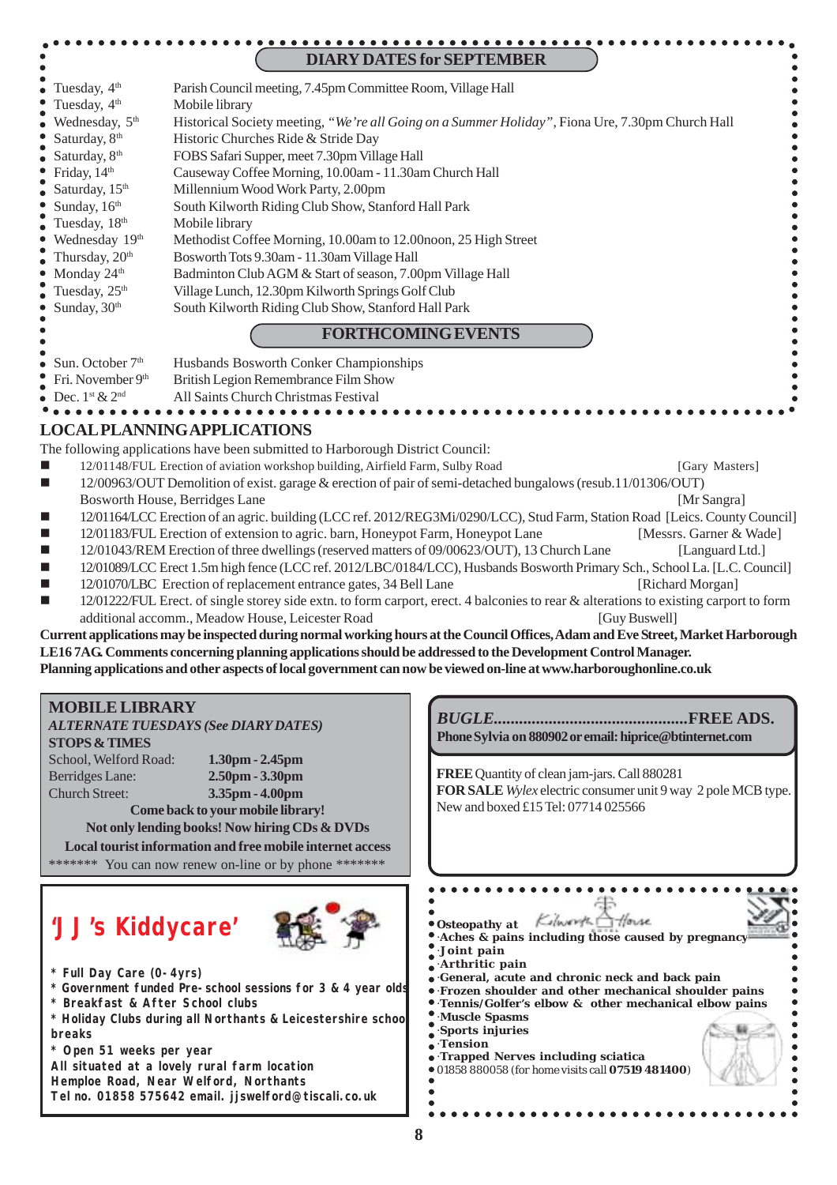## DIARY DATES for SEPTEMBER

| | |
|---|---|
| Tuesday, 4th | Parish Council meeting, 7.45pm Committee Room, Village Hall |
| Tuesday, 4th | Mobile library |
| Wednesday, 5th | Historical Society meeting, *"We're all Going on a Summer Holiday"*, Fiona Ure, 7.30pm Church Hall |
| Saturday, 8th | Historic Churches Ride & Stride Day |
| Saturday, 8th | FOBS Safari Supper, meet 7.30pm Village Hall |
| Friday, 14th | Causeway Coffee Morning, 10.00am - 11.30am Church Hall |
| Saturday, 15th | Millennium Wood Work Party, 2.00pm |
| Sunday, 16th | South Kilworth Riding Club Show, Stanford Hall Park |
| Tuesday, 18th | Mobile library |
| Wednesday 19th | Methodist Coffee Morning, 10.00am to 12.00noon, 25 High Street |
| Thursday, 20th | Bosworth Tots 9.30am - 11.30am Village Hall |
| Monday 24th | Badminton Club AGM & Start of season, 7.00pm Village Hall |
| Tuesday, 25th | Village Lunch, 12.30pm Kilworth Springs Golf Club |
| Sunday, 30th | South Kilworth Riding Club Show, Stanford Hall Park |

## FORTHCOMING EVENTS

| | |
|---|---|
| Sun. October 7th | Husbands Bosworth Conker Championships |
| Fri. November 9th | British Legion Remembrance Film Show |
| Dec. 1st & 2nd | All Saints Church Christmas Festival |

## LOCAL PLANNING APPLICATIONS

The following applications have been submitted to Harborough District Council:

- 12/01148/FUL Erection of aviation workshop building, Airfield Farm, Sulby Road [Gary Masters]
- 12/00963/OUT Demolition of exist. garage & erection of pair of semi-detached bungalows (resub.11/01306/OUT) Bosworth House, Berridges Lane [Mr Sangra]
- 12/01164/LCC Erection of an agric. building (LCC ref. 2012/REG3Mi/0290/LCC), Stud Farm, Station Road [Leics. County Council]
- 12/01183/FUL Erection of extension to agric. barn, Honeypot Farm, Honeypot Lane [Messrs. Garner & Wade]
- 12/01043/REM Erection of three dwellings (reserved matters of 09/00623/OUT), 13 Church Lane [Languard Ltd.]
- 12/01089/LCC Erect 1.5m high fence (LCC ref. 2012/LBC/0184/LCC), Husbands Bosworth Primary Sch., School La. [L.C. Council]
- 12/01070/LBC Erection of replacement entrance gates, 34 Bell Lane [Richard Morgan]
- 12/01222/FUL Erect. of single storey side extn. to form carport, erect. 4 balconies to rear & alterations to existing carport to form additional accomm., Meadow House, Leicester Road [Guy Buswell]

**Current applications may be inspected during normal working hours at the Council Offices, Adam and Eve Street, Market Harborough LE16 7AG. Comments concerning planning applications should be addressed to the Development Control Manager.**
**Planning applications and other aspects of local government can now be viewed on-line at www.harboroughonline.co.uk**

## MOBILE LIBRARY

***ALTERNATE TUESDAYS (See DIARY DATES)***

**STOPS & TIMES**

| | |
|---|---|
| School, Welford Road: | **1.30pm - 2.45pm** |
| Berridges Lane: | **2.50pm - 3.30pm** |
| Church Street: | **3.35pm - 4.00pm** |

**Come back to your mobile library!**
**Not only lending books! Now hiring CDs & DVDs**
**Local tourist information and free mobile internet access**
******* You can now renew on-line or by phone *******

## 'JJ's Kiddycare'

- **Full Day Care (0-4yrs)**
- **Government funded Pre-school sessions for 3 & 4 year olds**
- **Breakfast & After School clubs**
- **Holiday Clubs during all Northants & Leicestershire school breaks**
- **Open 51 weeks per year**

**All situated at a lovely rural farm location**
**Hemploe Road, Near Welford, Northants**
**Tel no. 01858 575642 email. jjswelford@tiscali.co.uk**

## *BUGLE*.............................................FREE ADS.

**Phone Sylvia on 880902 or email: hiprice@btinternet.com**

**FREE** Quantity of clean jam-jars. Call 880281

**FOR SALE** *Wylex* electric consumer unit 9 way 2 pole MCB type. New and boxed £15 Tel: 07714 025566

**Osteopathy at** Kilworth House

- **Aches & pains including those caused by pregnancy**
- **Joint pain**
- **Arthritic pain**
- **General, acute and chronic neck and back pain**
- **Frozen shoulder and other mechanical shoulder pains**
- **Tennis/Golfer's elbow & other mechanical elbow pains**
- **Muscle Spasms**
- **Sports injuries**
- **Tension**
- **Trapped Nerves including sciatica**

01858 880058 (for home visits call **07519 481400**)